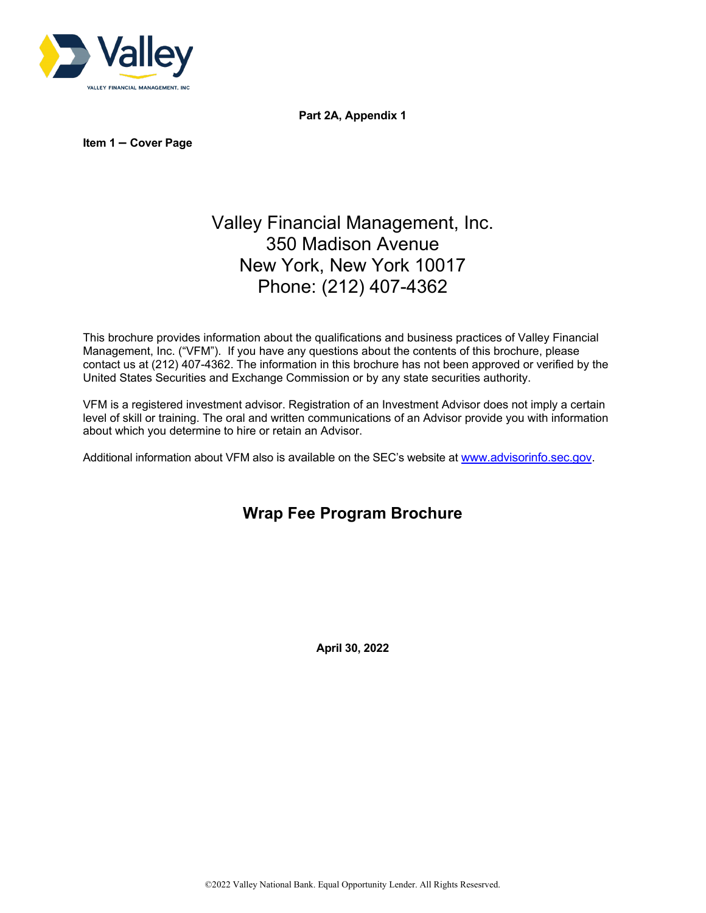Valley

VALLEY FINANCIAL MANAGEMENT, INC

**Part 2A, Appendix 1**

**Item 1 – Cover Page**

# Valley Financial Management, Inc.
# 350 Madison Avenue
# New York, New York 10017
# Phone: (212) 407-4362

This brochure provides information about the qualifications and business practices of Valley Financial Management, Inc. ("VFM"). If you have any questions about the contents of this brochure, please contact us at (212) 407-4362. The information in this brochure has not been approved or verified by the United States Securities and Exchange Commission or by any state securities authority.

VFM is a registered investment advisor. Registration of an Investment Advisor does not imply a certain level of skill or training. The oral and written communications of an Advisor provide you with information about which you determine to hire or retain an Advisor.

Additional information about VFM also is available on the SEC's website at www.advisorinfo.sec.gov.

## Wrap Fee Program Brochure

**April 30, 2022**

©2022 Valley National Bank. Equal Opportunity Lender. All Rights Resesrved.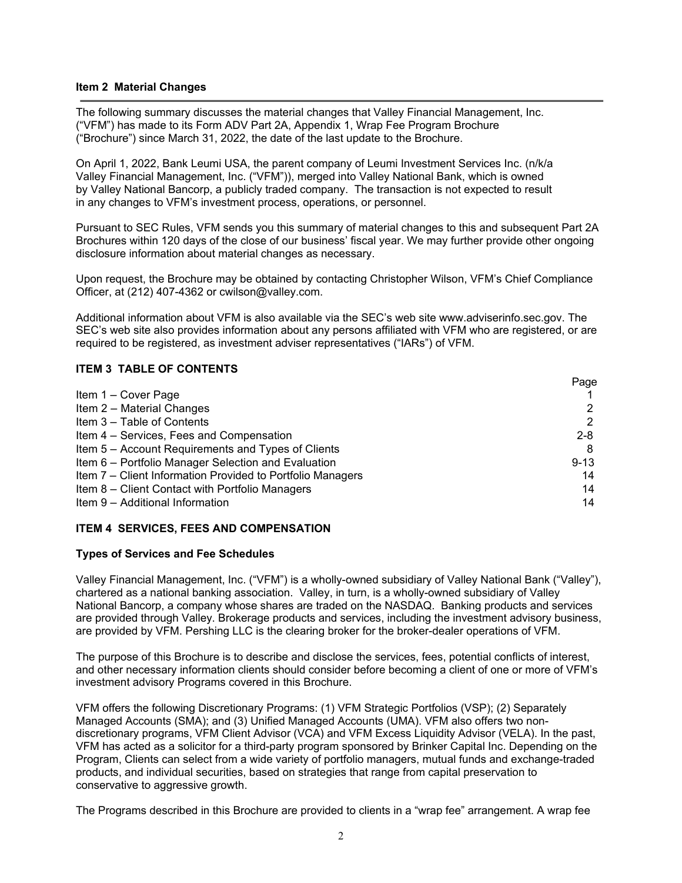## Item 2 Material Changes

The following summary discusses the material changes that Valley Financial Management, Inc. ("VFM") has made to its Form ADV Part 2A, Appendix 1, Wrap Fee Program Brochure ("Brochure") since March 31, 2022, the date of the last update to the Brochure.

On April 1, 2022, Bank Leumi USA, the parent company of Leumi Investment Services Inc. (n/k/a Valley Financial Management, Inc. ("VFM")), merged into Valley National Bank, which is owned by Valley National Bancorp, a publicly traded company. The transaction is not expected to result in any changes to VFM's investment process, operations, or personnel.

Pursuant to SEC Rules, VFM sends you this summary of material changes to this and subsequent Part 2A Brochures within 120 days of the close of our business' fiscal year. We may further provide other ongoing disclosure information about material changes as necessary.

Upon request, the Brochure may be obtained by contacting Christopher Wilson, VFM's Chief Compliance Officer, at (212) 407-4362 or cwilson@valley.com.

Additional information about VFM is also available via the SEC's web site www.adviserinfo.sec.gov. The SEC's web site also provides information about any persons affiliated with VFM who are registered, or are required to be registered, as investment adviser representatives ("IARs") of VFM.

## ITEM 3 TABLE OF CONTENTS

| | Page |
|---|---|
| Item 1 – Cover Page | 1 |
| Item 2 – Material Changes | 2 |
| Item 3 – Table of Contents | 2 |
| Item 4 – Services, Fees and Compensation | 2-8 |
| Item 5 – Account Requirements and Types of Clients | 8 |
| Item 6 – Portfolio Manager Selection and Evaluation | 9-13 |
| Item 7 – Client Information Provided to Portfolio Managers | 14 |
| Item 8 – Client Contact with Portfolio Managers | 14 |
| Item 9 – Additional Information | 14 |

## ITEM 4 SERVICES, FEES AND COMPENSATION

### Types of Services and Fee Schedules

Valley Financial Management, Inc. ("VFM") is a wholly-owned subsidiary of Valley National Bank ("Valley"), chartered as a national banking association. Valley, in turn, is a wholly-owned subsidiary of Valley National Bancorp, a company whose shares are traded on the NASDAQ. Banking products and services are provided through Valley. Brokerage products and services, including the investment advisory business, are provided by VFM. Pershing LLC is the clearing broker for the broker-dealer operations of VFM.

The purpose of this Brochure is to describe and disclose the services, fees, potential conflicts of interest, and other necessary information clients should consider before becoming a client of one or more of VFM's investment advisory Programs covered in this Brochure.

VFM offers the following Discretionary Programs: (1) VFM Strategic Portfolios (VSP); (2) Separately Managed Accounts (SMA); and (3) Unified Managed Accounts (UMA). VFM also offers two non-discretionary programs, VFM Client Advisor (VCA) and VFM Excess Liquidity Advisor (VELA). In the past, VFM has acted as a solicitor for a third-party program sponsored by Brinker Capital Inc. Depending on the Program, Clients can select from a wide variety of portfolio managers, mutual funds and exchange-traded products, and individual securities, based on strategies that range from capital preservation to conservative to aggressive growth.

The Programs described in this Brochure are provided to clients in a "wrap fee" arrangement. A wrap fee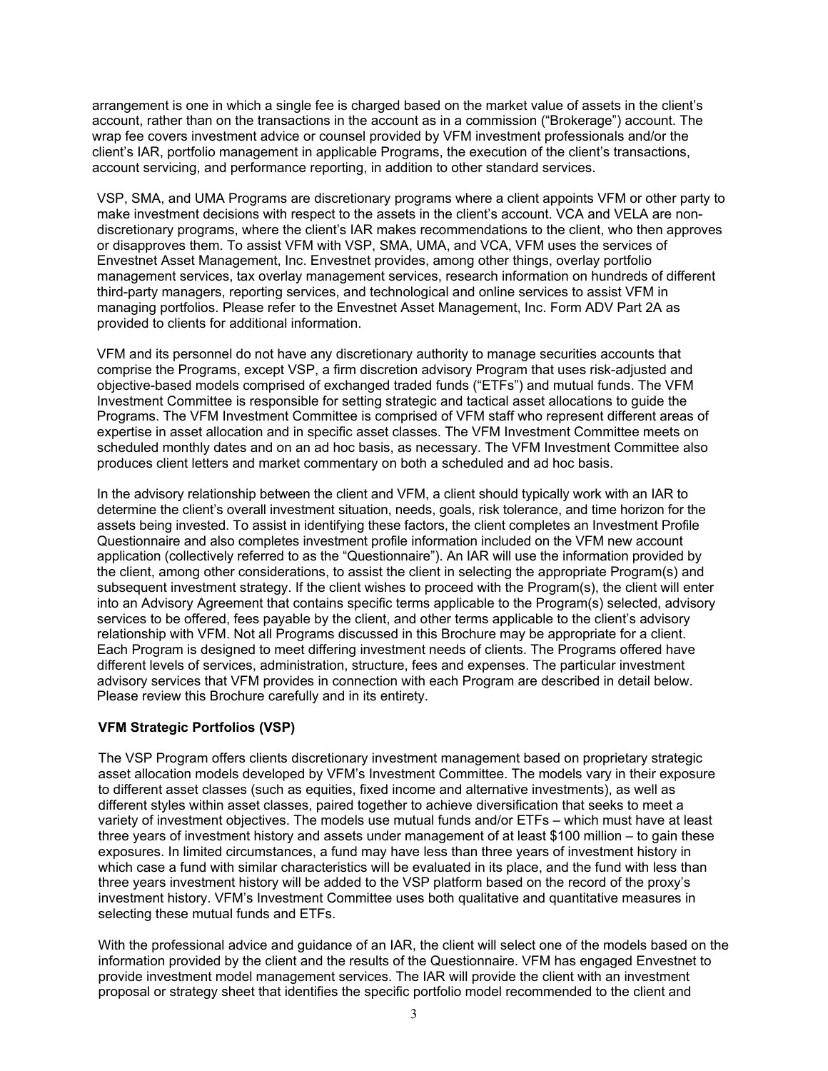arrangement is one in which a single fee is charged based on the market value of assets in the client's account, rather than on the transactions in the account as in a commission ("Brokerage") account. The wrap fee covers investment advice or counsel provided by VFM investment professionals and/or the client's IAR, portfolio management in applicable Programs, the execution of the client's transactions, account servicing, and performance reporting, in addition to other standard services.

VSP, SMA, and UMA Programs are discretionary programs where a client appoints VFM or other party to make investment decisions with respect to the assets in the client's account. VCA and VELA are non-discretionary programs, where the client's IAR makes recommendations to the client, who then approves or disapproves them. To assist VFM with VSP, SMA, UMA, and VCA, VFM uses the services of Envestnet Asset Management, Inc. Envestnet provides, among other things, overlay portfolio management services, tax overlay management services, research information on hundreds of different third-party managers, reporting services, and technological and online services to assist VFM in managing portfolios. Please refer to the Envestnet Asset Management, Inc. Form ADV Part 2A as provided to clients for additional information.

VFM and its personnel do not have any discretionary authority to manage securities accounts that comprise the Programs, except VSP, a firm discretion advisory Program that uses risk-adjusted and objective-based models comprised of exchanged traded funds ("ETFs") and mutual funds. The VFM Investment Committee is responsible for setting strategic and tactical asset allocations to guide the Programs. The VFM Investment Committee is comprised of VFM staff who represent different areas of expertise in asset allocation and in specific asset classes. The VFM Investment Committee meets on scheduled monthly dates and on an ad hoc basis, as necessary. The VFM Investment Committee also produces client letters and market commentary on both a scheduled and ad hoc basis.

In the advisory relationship between the client and VFM, a client should typically work with an IAR to determine the client's overall investment situation, needs, goals, risk tolerance, and time horizon for the assets being invested. To assist in identifying these factors, the client completes an Investment Profile Questionnaire and also completes investment profile information included on the VFM new account application (collectively referred to as the "Questionnaire"). An IAR will use the information provided by the client, among other considerations, to assist the client in selecting the appropriate Program(s) and subsequent investment strategy. If the client wishes to proceed with the Program(s), the client will enter into an Advisory Agreement that contains specific terms applicable to the Program(s) selected, advisory services to be offered, fees payable by the client, and other terms applicable to the client's advisory relationship with VFM. Not all Programs discussed in this Brochure may be appropriate for a client. Each Program is designed to meet differing investment needs of clients. The Programs offered have different levels of services, administration, structure, fees and expenses. The particular investment advisory services that VFM provides in connection with each Program are described in detail below. Please review this Brochure carefully and in its entirety.

**VFM Strategic Portfolios (VSP)**

The VSP Program offers clients discretionary investment management based on proprietary strategic asset allocation models developed by VFM's Investment Committee. The models vary in their exposure to different asset classes (such as equities, fixed income and alternative investments), as well as different styles within asset classes, paired together to achieve diversification that seeks to meet a variety of investment objectives. The models use mutual funds and/or ETFs – which must have at least three years of investment history and assets under management of at least $100 million – to gain these exposures. In limited circumstances, a fund may have less than three years of investment history in which case a fund with similar characteristics will be evaluated in its place, and the fund with less than three years investment history will be added to the VSP platform based on the record of the proxy's investment history. VFM's Investment Committee uses both qualitative and quantitative measures in selecting these mutual funds and ETFs.

With the professional advice and guidance of an IAR, the client will select one of the models based on the information provided by the client and the results of the Questionnaire. VFM has engaged Envestnet to provide investment model management services. The IAR will provide the client with an investment proposal or strategy sheet that identifies the specific portfolio model recommended to the client and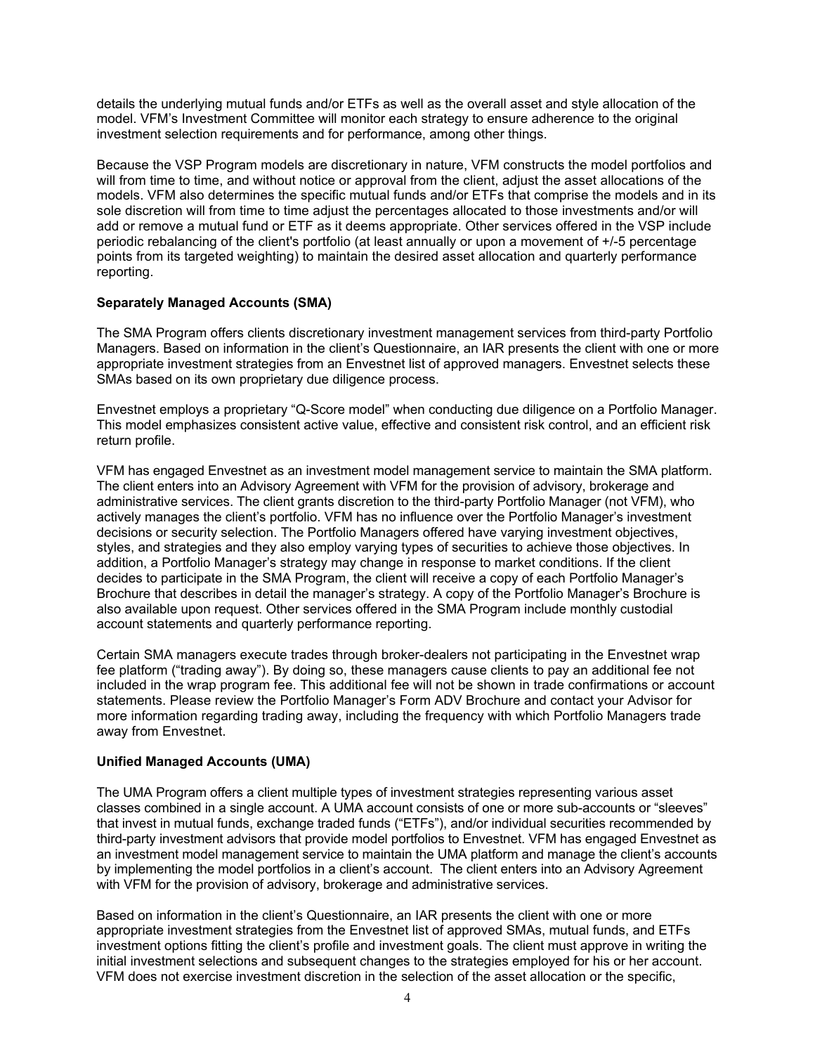details the underlying mutual funds and/or ETFs as well as the overall asset and style allocation of the model. VFM's Investment Committee will monitor each strategy to ensure adherence to the original investment selection requirements and for performance, among other things.

Because the VSP Program models are discretionary in nature, VFM constructs the model portfolios and will from time to time, and without notice or approval from the client, adjust the asset allocations of the models. VFM also determines the specific mutual funds and/or ETFs that comprise the models and in its sole discretion will from time to time adjust the percentages allocated to those investments and/or will add or remove a mutual fund or ETF as it deems appropriate. Other services offered in the VSP include periodic rebalancing of the client's portfolio (at least annually or upon a movement of +/-5 percentage points from its targeted weighting) to maintain the desired asset allocation and quarterly performance reporting.

**Separately Managed Accounts (SMA)**

The SMA Program offers clients discretionary investment management services from third-party Portfolio Managers. Based on information in the client's Questionnaire, an IAR presents the client with one or more appropriate investment strategies from an Envestnet list of approved managers. Envestnet selects these SMAs based on its own proprietary due diligence process.

Envestnet employs a proprietary "Q-Score model" when conducting due diligence on a Portfolio Manager. This model emphasizes consistent active value, effective and consistent risk control, and an efficient risk return profile.

VFM has engaged Envestnet as an investment model management service to maintain the SMA platform. The client enters into an Advisory Agreement with VFM for the provision of advisory, brokerage and administrative services. The client grants discretion to the third-party Portfolio Manager (not VFM), who actively manages the client's portfolio. VFM has no influence over the Portfolio Manager's investment decisions or security selection. The Portfolio Managers offered have varying investment objectives, styles, and strategies and they also employ varying types of securities to achieve those objectives. In addition, a Portfolio Manager's strategy may change in response to market conditions. If the client decides to participate in the SMA Program, the client will receive a copy of each Portfolio Manager's Brochure that describes in detail the manager's strategy. A copy of the Portfolio Manager's Brochure is also available upon request. Other services offered in the SMA Program include monthly custodial account statements and quarterly performance reporting.

Certain SMA managers execute trades through broker-dealers not participating in the Envestnet wrap fee platform ("trading away"). By doing so, these managers cause clients to pay an additional fee not included in the wrap program fee. This additional fee will not be shown in trade confirmations or account statements. Please review the Portfolio Manager's Form ADV Brochure and contact your Advisor for more information regarding trading away, including the frequency with which Portfolio Managers trade away from Envestnet.

**Unified Managed Accounts (UMA)**

The UMA Program offers a client multiple types of investment strategies representing various asset classes combined in a single account. A UMA account consists of one or more sub-accounts or "sleeves" that invest in mutual funds, exchange traded funds ("ETFs"), and/or individual securities recommended by third-party investment advisors that provide model portfolios to Envestnet. VFM has engaged Envestnet as an investment model management service to maintain the UMA platform and manage the client's accounts by implementing the model portfolios in a client's account. The client enters into an Advisory Agreement with VFM for the provision of advisory, brokerage and administrative services.

Based on information in the client's Questionnaire, an IAR presents the client with one or more appropriate investment strategies from the Envestnet list of approved SMAs, mutual funds, and ETFs investment options fitting the client's profile and investment goals. The client must approve in writing the initial investment selections and subsequent changes to the strategies employed for his or her account. VFM does not exercise investment discretion in the selection of the asset allocation or the specific,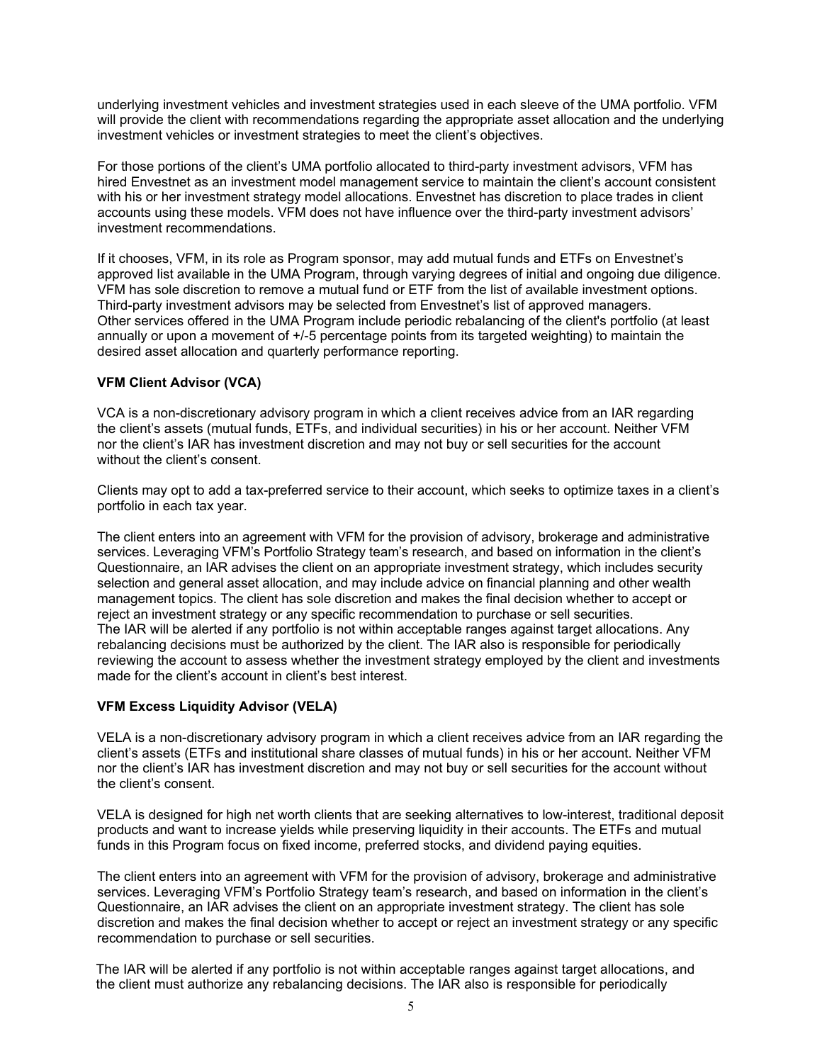underlying investment vehicles and investment strategies used in each sleeve of the UMA portfolio. VFM will provide the client with recommendations regarding the appropriate asset allocation and the underlying investment vehicles or investment strategies to meet the client's objectives.

For those portions of the client's UMA portfolio allocated to third-party investment advisors, VFM has hired Envestnet as an investment model management service to maintain the client's account consistent with his or her investment strategy model allocations. Envestnet has discretion to place trades in client accounts using these models. VFM does not have influence over the third-party investment advisors' investment recommendations.

If it chooses, VFM, in its role as Program sponsor, may add mutual funds and ETFs on Envestnet's approved list available in the UMA Program, through varying degrees of initial and ongoing due diligence. VFM has sole discretion to remove a mutual fund or ETF from the list of available investment options. Third-party investment advisors may be selected from Envestnet's list of approved managers.
Other services offered in the UMA Program include periodic rebalancing of the client's portfolio (at least annually or upon a movement of +/-5 percentage points from its targeted weighting) to maintain the desired asset allocation and quarterly performance reporting.

**VFM Client Advisor (VCA)**

VCA is a non-discretionary advisory program in which a client receives advice from an IAR regarding the client's assets (mutual funds, ETFs, and individual securities) in his or her account. Neither VFM nor the client's IAR has investment discretion and may not buy or sell securities for the account without the client's consent.

Clients may opt to add a tax-preferred service to their account, which seeks to optimize taxes in a client's portfolio in each tax year.

The client enters into an agreement with VFM for the provision of advisory, brokerage and administrative services. Leveraging VFM's Portfolio Strategy team's research, and based on information in the client's Questionnaire, an IAR advises the client on an appropriate investment strategy, which includes security selection and general asset allocation, and may include advice on financial planning and other wealth management topics. The client has sole discretion and makes the final decision whether to accept or reject an investment strategy or any specific recommendation to purchase or sell securities.
The IAR will be alerted if any portfolio is not within acceptable ranges against target allocations. Any rebalancing decisions must be authorized by the client. The IAR also is responsible for periodically reviewing the account to assess whether the investment strategy employed by the client and investments made for the client's account in client's best interest.

**VFM Excess Liquidity Advisor (VELA)**

VELA is a non-discretionary advisory program in which a client receives advice from an IAR regarding the client's assets (ETFs and institutional share classes of mutual funds) in his or her account. Neither VFM nor the client's IAR has investment discretion and may not buy or sell securities for the account without the client's consent.

VELA is designed for high net worth clients that are seeking alternatives to low-interest, traditional deposit products and want to increase yields while preserving liquidity in their accounts. The ETFs and mutual funds in this Program focus on fixed income, preferred stocks, and dividend paying equities.

The client enters into an agreement with VFM for the provision of advisory, brokerage and administrative services. Leveraging VFM's Portfolio Strategy team's research, and based on information in the client's Questionnaire, an IAR advises the client on an appropriate investment strategy. The client has sole discretion and makes the final decision whether to accept or reject an investment strategy or any specific recommendation to purchase or sell securities.

The IAR will be alerted if any portfolio is not within acceptable ranges against target allocations, and the client must authorize any rebalancing decisions. The IAR also is responsible for periodically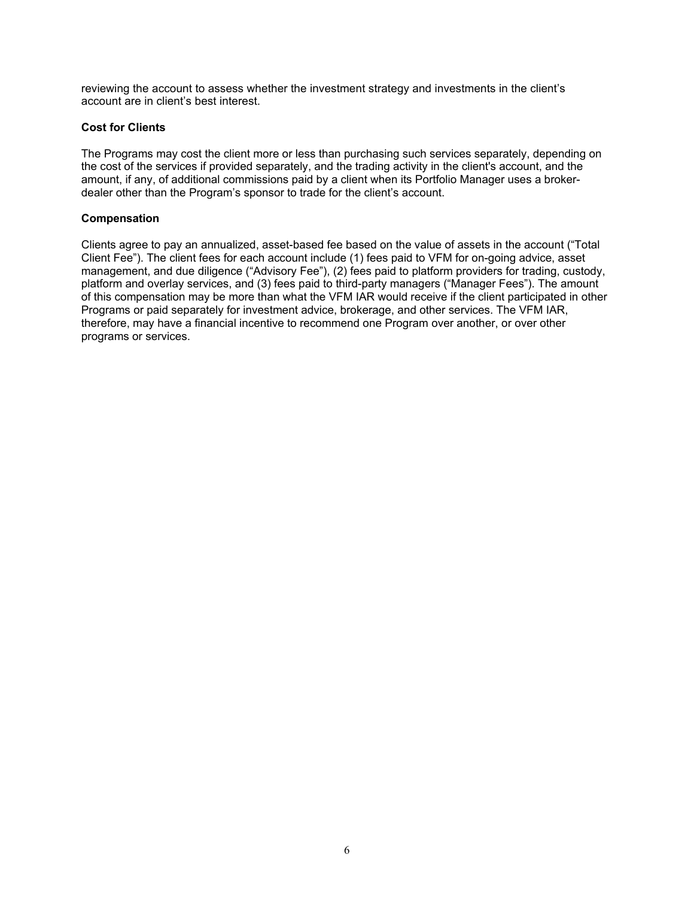reviewing the account to assess whether the investment strategy and investments in the client's account are in client's best interest.

**Cost for Clients**

The Programs may cost the client more or less than purchasing such services separately, depending on the cost of the services if provided separately, and the trading activity in the client's account, and the amount, if any, of additional commissions paid by a client when its Portfolio Manager uses a broker-dealer other than the Program's sponsor to trade for the client's account.

**Compensation**

Clients agree to pay an annualized, asset-based fee based on the value of assets in the account ("Total Client Fee"). The client fees for each account include (1) fees paid to VFM for on-going advice, asset management, and due diligence ("Advisory Fee"), (2) fees paid to platform providers for trading, custody, platform and overlay services, and (3) fees paid to third-party managers ("Manager Fees"). The amount of this compensation may be more than what the VFM IAR would receive if the client participated in other Programs or paid separately for investment advice, brokerage, and other services. The VFM IAR, therefore, may have a financial incentive to recommend one Program over another, or over other programs or services.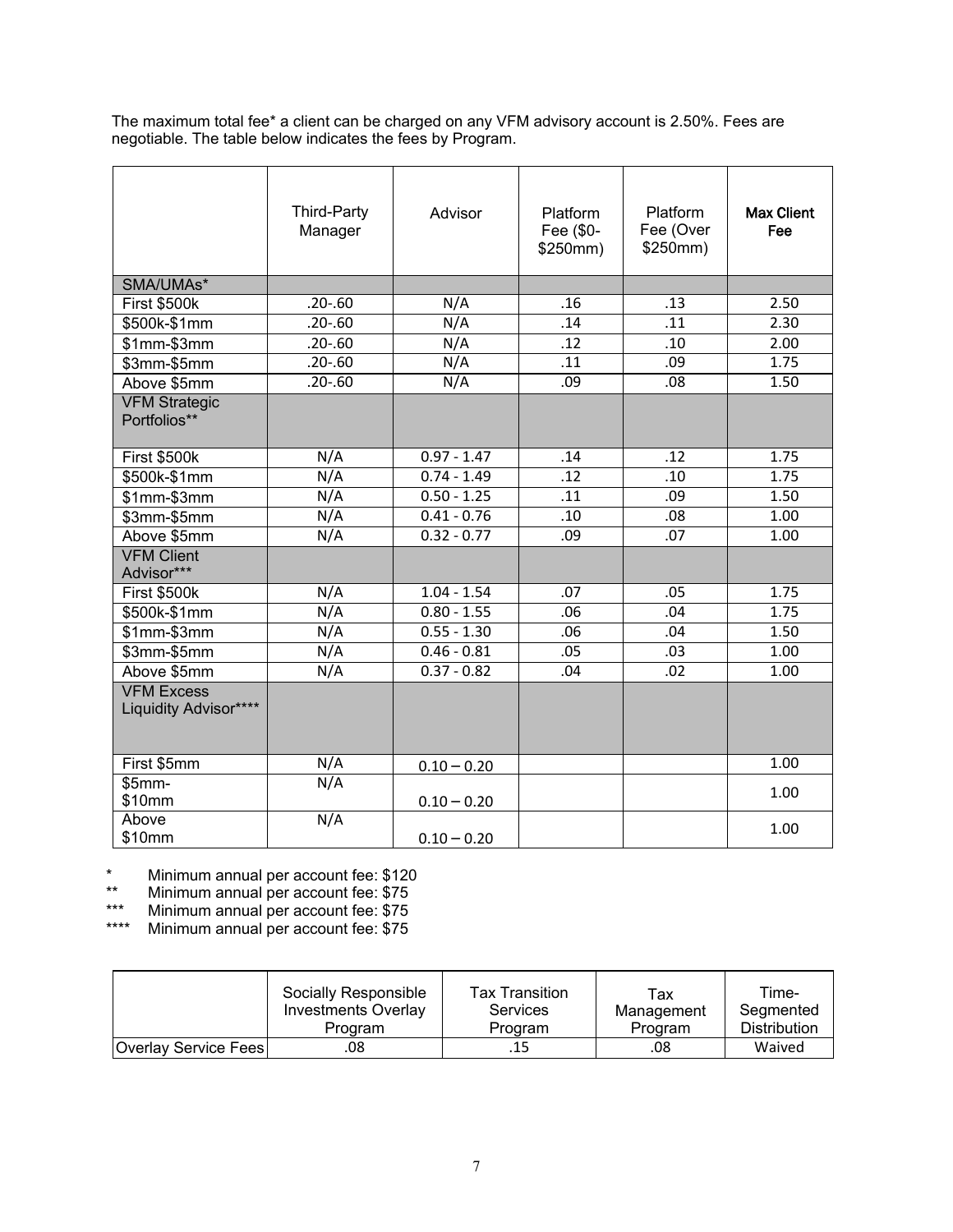The maximum total fee* a client can be charged on any VFM advisory account is 2.50%. Fees are negotiable. The table below indicates the fees by Program.

| | Third-Party Manager | Advisor | Platform Fee ($0-$250mm) | Platform Fee (Over $250mm) | **Max Client Fee** |
|---|---|---|---|---|---|
| SMA/UMAs* | | | | | |
| First $500k | .20-.60 | N/A | .16 | .13 | 2.50 |
| $500k-$1mm | .20-.60 | N/A | .14 | .11 | 2.30 |
| $1mm-$3mm | .20-.60 | N/A | .12 | .10 | 2.00 |
| $3mm-$5mm | .20-.60 | N/A | .11 | .09 | 1.75 |
| Above $5mm | .20-.60 | N/A | .09 | .08 | 1.50 |
| VFM Strategic Portfolios** | | | | | |
| First $500k | N/A | 0.97 - 1.47 | .14 | .12 | 1.75 |
| $500k-$1mm | N/A | 0.74 - 1.49 | .12 | .10 | 1.75 |
| $1mm-$3mm | N/A | 0.50 - 1.25 | .11 | .09 | 1.50 |
| $3mm-$5mm | N/A | 0.41 - 0.76 | .10 | .08 | 1.00 |
| Above $5mm | N/A | 0.32 - 0.77 | .09 | .07 | 1.00 |
| VFM Client Advisor*** | | | | | |
| First $500k | N/A | 1.04 - 1.54 | .07 | .05 | 1.75 |
| $500k-$1mm | N/A | 0.80 - 1.55 | .06 | .04 | 1.75 |
| $1mm-$3mm | N/A | 0.55 - 1.30 | .06 | .04 | 1.50 |
| $3mm-$5mm | N/A | 0.46 - 0.81 | .05 | .03 | 1.00 |
| Above $5mm | N/A | 0.37 - 0.82 | .04 | .02 | 1.00 |
| VFM Excess Liquidity Advisor**** | | | | | |
| First $5mm | N/A | 0.10 – 0.20 | | | 1.00 |
| $5mm-$10mm | N/A | 0.10 – 0.20 | | | 1.00 |
| Above $10mm | N/A | 0.10 – 0.20 | | | 1.00 |

\* Minimum annual per account fee: $120

** Minimum annual per account fee: $75

*** Minimum annual per account fee: $75

**** Minimum annual per account fee: $75

| | Socially Responsible Investments Overlay Program | Tax Transition Services Program | Tax Management Program | Time-Segmented Distribution |
|---|---|---|---|---|
| Overlay Service Fees | .08 | .15 | .08 | Waived |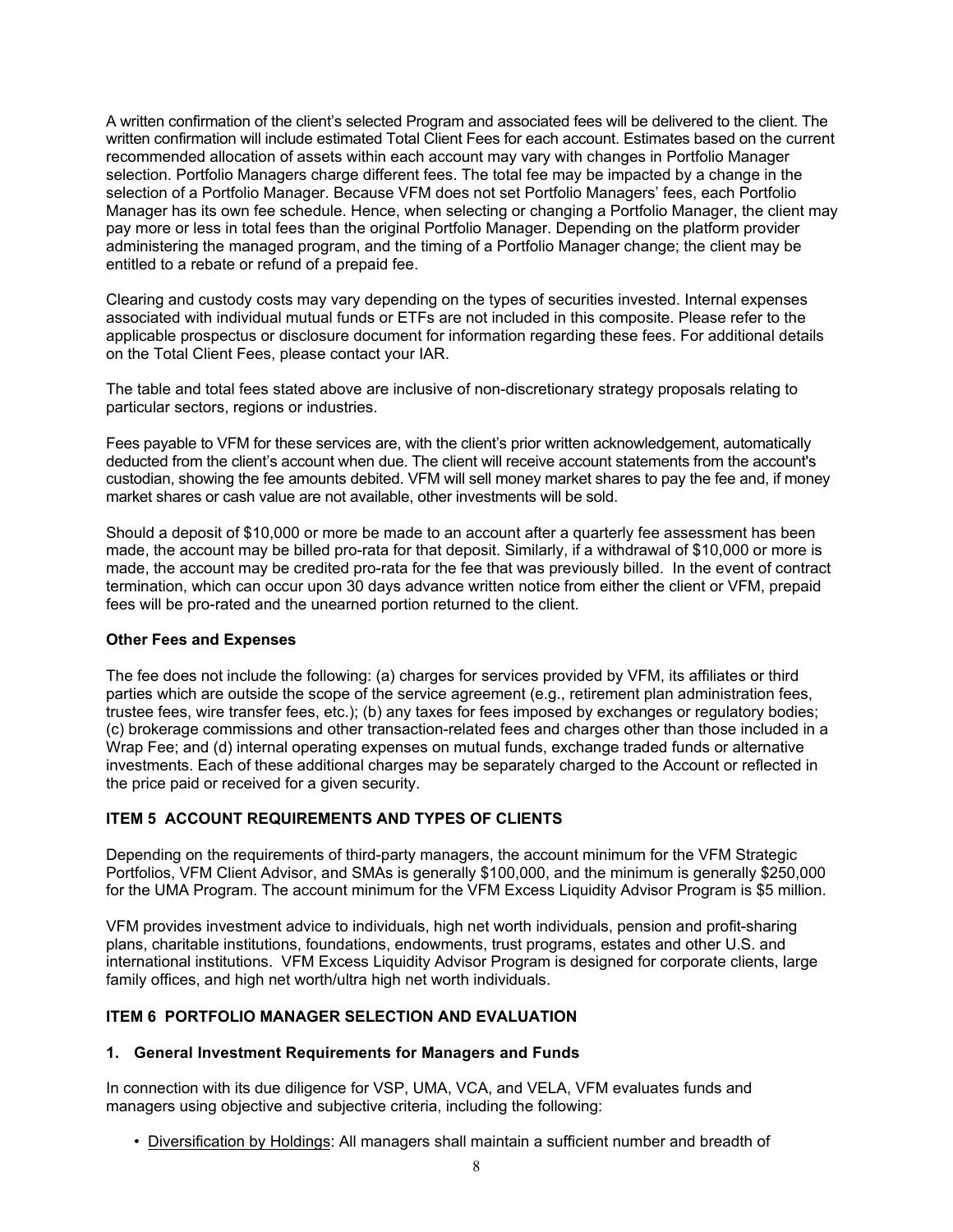A written confirmation of the client's selected Program and associated fees will be delivered to the client. The written confirmation will include estimated Total Client Fees for each account. Estimates based on the current recommended allocation of assets within each account may vary with changes in Portfolio Manager selection. Portfolio Managers charge different fees. The total fee may be impacted by a change in the selection of a Portfolio Manager. Because VFM does not set Portfolio Managers' fees, each Portfolio Manager has its own fee schedule. Hence, when selecting or changing a Portfolio Manager, the client may pay more or less in total fees than the original Portfolio Manager. Depending on the platform provider administering the managed program, and the timing of a Portfolio Manager change; the client may be entitled to a rebate or refund of a prepaid fee.

Clearing and custody costs may vary depending on the types of securities invested. Internal expenses associated with individual mutual funds or ETFs are not included in this composite. Please refer to the applicable prospectus or disclosure document for information regarding these fees. For additional details on the Total Client Fees, please contact your IAR.

The table and total fees stated above are inclusive of non-discretionary strategy proposals relating to particular sectors, regions or industries.

Fees payable to VFM for these services are, with the client's prior written acknowledgement, automatically deducted from the client's account when due. The client will receive account statements from the account's custodian, showing the fee amounts debited. VFM will sell money market shares to pay the fee and, if money market shares or cash value are not available, other investments will be sold.

Should a deposit of $10,000 or more be made to an account after a quarterly fee assessment has been made, the account may be billed pro-rata for that deposit. Similarly, if a withdrawal of $10,000 or more is made, the account may be credited pro-rata for the fee that was previously billed. In the event of contract termination, which can occur upon 30 days advance written notice from either the client or VFM, prepaid fees will be pro-rated and the unearned portion returned to the client.

**Other Fees and Expenses**

The fee does not include the following: (a) charges for services provided by VFM, its affiliates or third parties which are outside the scope of the service agreement (e.g., retirement plan administration fees, trustee fees, wire transfer fees, etc.); (b) any taxes for fees imposed by exchanges or regulatory bodies; (c) brokerage commissions and other transaction-related fees and charges other than those included in a Wrap Fee; and (d) internal operating expenses on mutual funds, exchange traded funds or alternative investments. Each of these additional charges may be separately charged to the Account or reflected in the price paid or received for a given security.

## ITEM 5 ACCOUNT REQUIREMENTS AND TYPES OF CLIENTS

Depending on the requirements of third-party managers, the account minimum for the VFM Strategic Portfolios, VFM Client Advisor, and SMAs is generally $100,000, and the minimum is generally $250,000 for the UMA Program. The account minimum for the VFM Excess Liquidity Advisor Program is $5 million.

VFM provides investment advice to individuals, high net worth individuals, pension and profit-sharing plans, charitable institutions, foundations, endowments, trust programs, estates and other U.S. and international institutions. VFM Excess Liquidity Advisor Program is designed for corporate clients, large family offices, and high net worth/ultra high net worth individuals.

## ITEM 6 PORTFOLIO MANAGER SELECTION AND EVALUATION

### 1. General Investment Requirements for Managers and Funds

In connection with its due diligence for VSP, UMA, VCA, and VELA, VFM evaluates funds and managers using objective and subjective criteria, including the following:

- Diversification by Holdings: All managers shall maintain a sufficient number and breadth of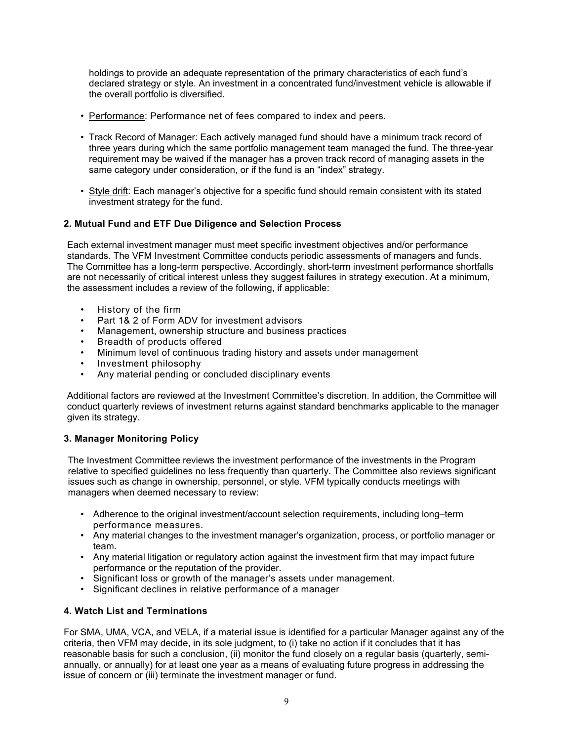holdings to provide an adequate representation of the primary characteristics of each fund's declared strategy or style. An investment in a concentrated fund/investment vehicle is allowable if the overall portfolio is diversified.

- Performance: Performance net of fees compared to index and peers.
- Track Record of Manager: Each actively managed fund should have a minimum track record of three years during which the same portfolio management team managed the fund. The three-year requirement may be waived if the manager has a proven track record of managing assets in the same category under consideration, or if the fund is an "index" strategy.
- Style drift: Each manager's objective for a specific fund should remain consistent with its stated investment strategy for the fund.

**2. Mutual Fund and ETF Due Diligence and Selection Process**

Each external investment manager must meet specific investment objectives and/or performance standards. The VFM Investment Committee conducts periodic assessments of managers and funds. The Committee has a long-term perspective. Accordingly, short-term investment performance shortfalls are not necessarily of critical interest unless they suggest failures in strategy execution. At a minimum, the assessment includes a review of the following, if applicable:

- History of the firm
- Part 1& 2 of Form ADV for investment advisors
- Management, ownership structure and business practices
- Breadth of products offered
- Minimum level of continuous trading history and assets under management
- Investment philosophy
- Any material pending or concluded disciplinary events

Additional factors are reviewed at the Investment Committee's discretion. In addition, the Committee will conduct quarterly reviews of investment returns against standard benchmarks applicable to the manager given its strategy.

**3. Manager Monitoring Policy**

The Investment Committee reviews the investment performance of the investments in the Program relative to specified guidelines no less frequently than quarterly. The Committee also reviews significant issues such as change in ownership, personnel, or style. VFM typically conducts meetings with managers when deemed necessary to review:

- Adherence to the original investment/account selection requirements, including long–term performance measures.
- Any material changes to the investment manager's organization, process, or portfolio manager or team.
- Any material litigation or regulatory action against the investment firm that may impact future performance or the reputation of the provider.
- Significant loss or growth of the manager's assets under management.
- Significant declines in relative performance of a manager

**4. Watch List and Terminations**

For SMA, UMA, VCA, and VELA, if a material issue is identified for a particular Manager against any of the criteria, then VFM may decide, in its sole judgment, to (i) take no action if it concludes that it has reasonable basis for such a conclusion, (ii) monitor the fund closely on a regular basis (quarterly, semi-annually, or annually) for at least one year as a means of evaluating future progress in addressing the issue of concern or (iii) terminate the investment manager or fund.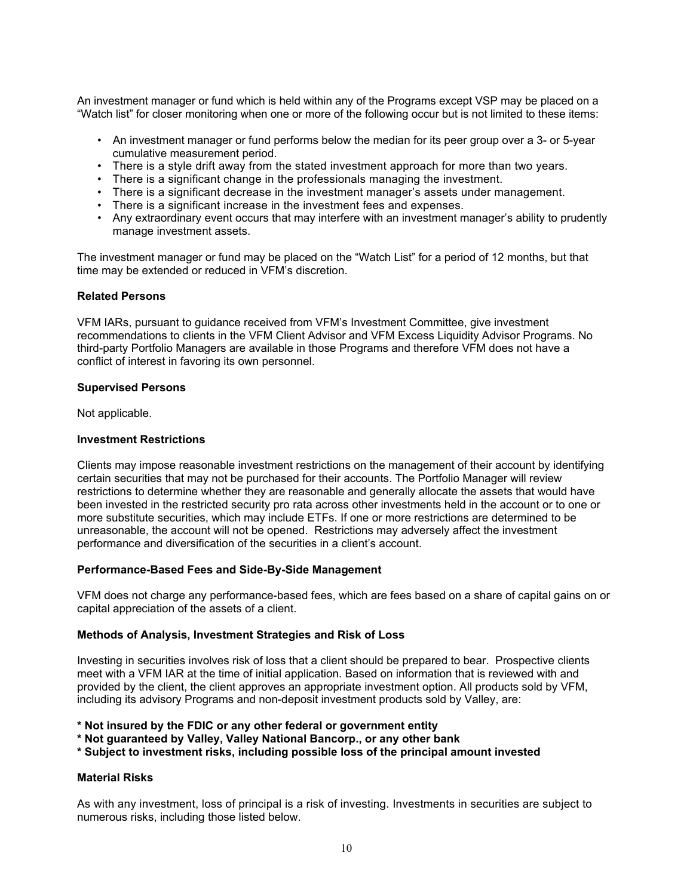An investment manager or fund which is held within any of the Programs except VSP may be placed on a "Watch list" for closer monitoring when one or more of the following occur but is not limited to these items:

- An investment manager or fund performs below the median for its peer group over a 3- or 5-year cumulative measurement period.
- There is a style drift away from the stated investment approach for more than two years.
- There is a significant change in the professionals managing the investment.
- There is a significant decrease in the investment manager's assets under management.
- There is a significant increase in the investment fees and expenses.
- Any extraordinary event occurs that may interfere with an investment manager's ability to prudently manage investment assets.

The investment manager or fund may be placed on the "Watch List" for a period of 12 months, but that time may be extended or reduced in VFM's discretion.

**Related Persons**

VFM IARs, pursuant to guidance received from VFM's Investment Committee, give investment recommendations to clients in the VFM Client Advisor and VFM Excess Liquidity Advisor Programs. No third-party Portfolio Managers are available in those Programs and therefore VFM does not have a conflict of interest in favoring its own personnel.

**Supervised Persons**

Not applicable.

**Investment Restrictions**

Clients may impose reasonable investment restrictions on the management of their account by identifying certain securities that may not be purchased for their accounts. The Portfolio Manager will review restrictions to determine whether they are reasonable and generally allocate the assets that would have been invested in the restricted security pro rata across other investments held in the account or to one or more substitute securities, which may include ETFs. If one or more restrictions are determined to be unreasonable, the account will not be opened. Restrictions may adversely affect the investment performance and diversification of the securities in a client's account.

**Performance-Based Fees and Side-By-Side Management**

VFM does not charge any performance-based fees, which are fees based on a share of capital gains on or capital appreciation of the assets of a client.

**Methods of Analysis, Investment Strategies and Risk of Loss**

Investing in securities involves risk of loss that a client should be prepared to bear. Prospective clients meet with a VFM IAR at the time of initial application. Based on information that is reviewed with and provided by the client, the client approves an appropriate investment option. All products sold by VFM, including its advisory Programs and non-deposit investment products sold by Valley, are:

**\* Not insured by the FDIC or any other federal or government entity**
**\* Not guaranteed by Valley, Valley National Bancorp., or any other bank**
**\* Subject to investment risks, including possible loss of the principal amount invested**

**Material Risks**

As with any investment, loss of principal is a risk of investing. Investments in securities are subject to numerous risks, including those listed below.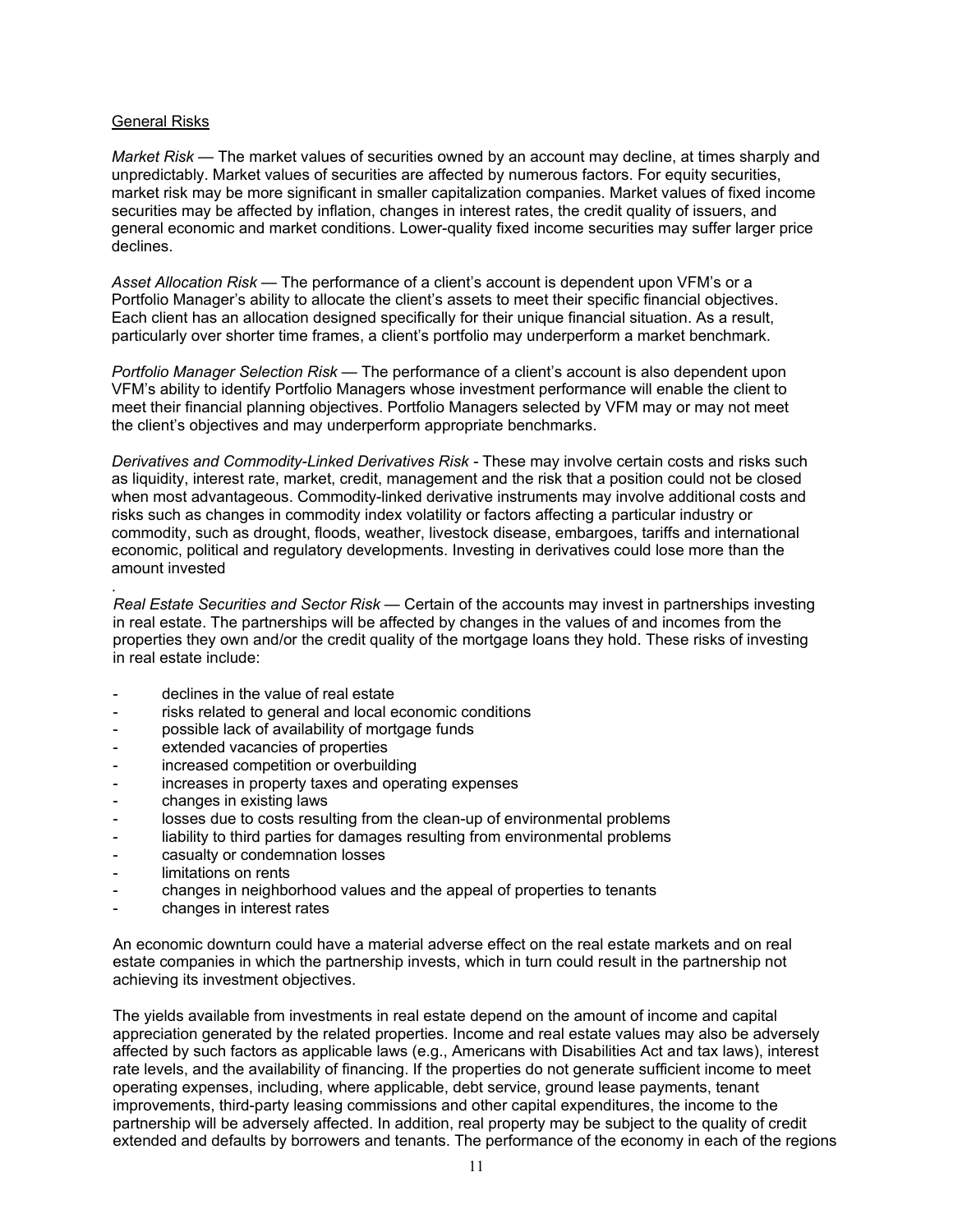General Risks

*Market Risk* — The market values of securities owned by an account may decline, at times sharply and unpredictably. Market values of securities are affected by numerous factors. For equity securities, market risk may be more significant in smaller capitalization companies. Market values of fixed income securities may be affected by inflation, changes in interest rates, the credit quality of issuers, and general economic and market conditions. Lower-quality fixed income securities may suffer larger price declines.

*Asset Allocation Risk* — The performance of a client's account is dependent upon VFM's or a Portfolio Manager's ability to allocate the client's assets to meet their specific financial objectives. Each client has an allocation designed specifically for their unique financial situation. As a result, particularly over shorter time frames, a client's portfolio may underperform a market benchmark.

*Portfolio Manager Selection Risk* — The performance of a client's account is also dependent upon VFM's ability to identify Portfolio Managers whose investment performance will enable the client to meet their financial planning objectives. Portfolio Managers selected by VFM may or may not meet the client's objectives and may underperform appropriate benchmarks.

*Derivatives and Commodity-Linked Derivatives Risk* - These may involve certain costs and risks such as liquidity, interest rate, market, credit, management and the risk that a position could not be closed when most advantageous. Commodity-linked derivative instruments may involve additional costs and risks such as changes in commodity index volatility or factors affecting a particular industry or commodity, such as drought, floods, weather, livestock disease, embargoes, tariffs and international economic, political and regulatory developments. Investing in derivatives could lose more than the amount invested

.

*Real Estate Securities and Sector Risk* — Certain of the accounts may invest in partnerships investing in real estate. The partnerships will be affected by changes in the values of and incomes from the properties they own and/or the credit quality of the mortgage loans they hold. These risks of investing in real estate include:

- declines in the value of real estate
- risks related to general and local economic conditions
- possible lack of availability of mortgage funds
- extended vacancies of properties
- increased competition or overbuilding
- increases in property taxes and operating expenses
- changes in existing laws
- losses due to costs resulting from the clean-up of environmental problems
- liability to third parties for damages resulting from environmental problems
- casualty or condemnation losses
- limitations on rents
- changes in neighborhood values and the appeal of properties to tenants
- changes in interest rates

An economic downturn could have a material adverse effect on the real estate markets and on real estate companies in which the partnership invests, which in turn could result in the partnership not achieving its investment objectives.

The yields available from investments in real estate depend on the amount of income and capital appreciation generated by the related properties. Income and real estate values may also be adversely affected by such factors as applicable laws (e.g., Americans with Disabilities Act and tax laws), interest rate levels, and the availability of financing. If the properties do not generate sufficient income to meet operating expenses, including, where applicable, debt service, ground lease payments, tenant improvements, third-party leasing commissions and other capital expenditures, the income to the partnership will be adversely affected. In addition, real property may be subject to the quality of credit extended and defaults by borrowers and tenants. The performance of the economy in each of the regions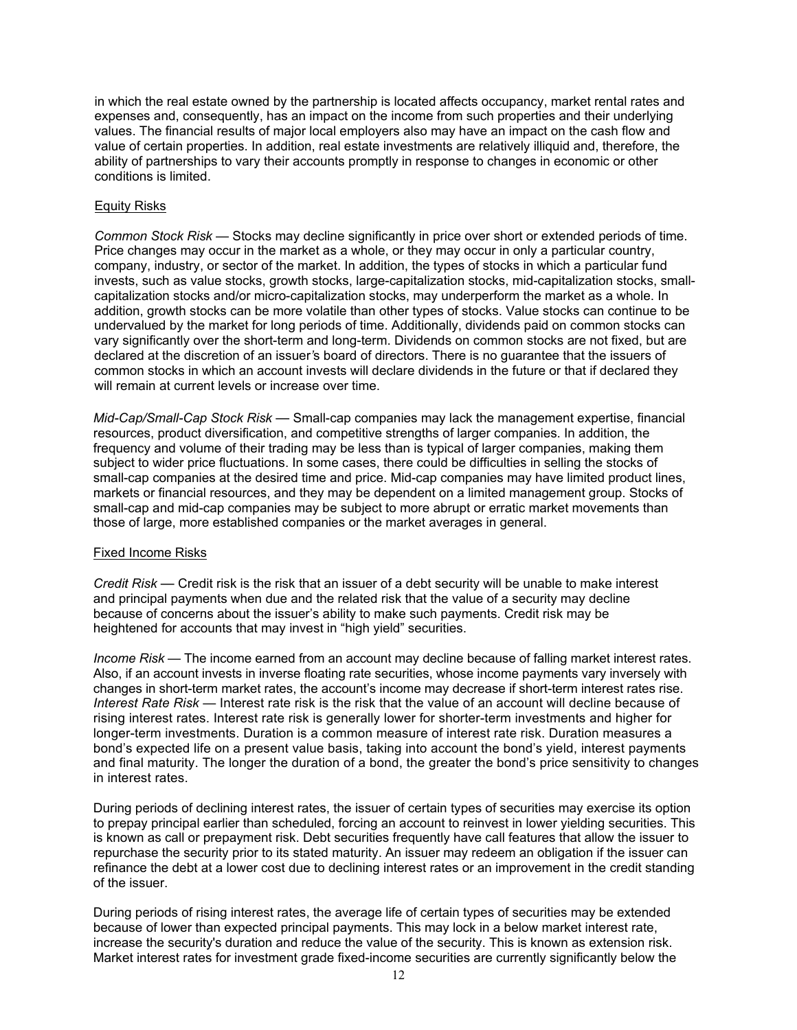in which the real estate owned by the partnership is located affects occupancy, market rental rates and expenses and, consequently, has an impact on the income from such properties and their underlying values. The financial results of major local employers also may have an impact on the cash flow and value of certain properties. In addition, real estate investments are relatively illiquid and, therefore, the ability of partnerships to vary their accounts promptly in response to changes in economic or other conditions is limited.

<u>Equity Risks</u>

*Common Stock Risk* — Stocks may decline significantly in price over short or extended periods of time. Price changes may occur in the market as a whole, or they may occur in only a particular country, company, industry, or sector of the market. In addition, the types of stocks in which a particular fund invests, such as value stocks, growth stocks, large-capitalization stocks, mid-capitalization stocks, small-capitalization stocks and/or micro-capitalization stocks, may underperform the market as a whole. In addition, growth stocks can be more volatile than other types of stocks. Value stocks can continue to be undervalued by the market for long periods of time. Additionally, dividends paid on common stocks can vary significantly over the short-term and long-term. Dividends on common stocks are not fixed, but are declared at the discretion of an issuer's board of directors. There is no guarantee that the issuers of common stocks in which an account invests will declare dividends in the future or that if declared they will remain at current levels or increase over time.

*Mid-Cap/Small-Cap Stock Risk* — Small-cap companies may lack the management expertise, financial resources, product diversification, and competitive strengths of larger companies. In addition, the frequency and volume of their trading may be less than is typical of larger companies, making them subject to wider price fluctuations. In some cases, there could be difficulties in selling the stocks of small-cap companies at the desired time and price. Mid-cap companies may have limited product lines, markets or financial resources, and they may be dependent on a limited management group. Stocks of small-cap and mid-cap companies may be subject to more abrupt or erratic market movements than those of large, more established companies or the market averages in general.

<u>Fixed Income Risks</u>

*Credit Risk* — Credit risk is the risk that an issuer of a debt security will be unable to make interest and principal payments when due and the related risk that the value of a security may decline because of concerns about the issuer's ability to make such payments. Credit risk may be heightened for accounts that may invest in "high yield" securities.

*Income Risk* — The income earned from an account may decline because of falling market interest rates. Also, if an account invests in inverse floating rate securities, whose income payments vary inversely with changes in short-term market rates, the account's income may decrease if short-term interest rates rise.
*Interest Rate Risk* — Interest rate risk is the risk that the value of an account will decline because of rising interest rates. Interest rate risk is generally lower for shorter-term investments and higher for longer-term investments. Duration is a common measure of interest rate risk. Duration measures a bond's expected life on a present value basis, taking into account the bond's yield, interest payments and final maturity. The longer the duration of a bond, the greater the bond's price sensitivity to changes in interest rates.

During periods of declining interest rates, the issuer of certain types of securities may exercise its option to prepay principal earlier than scheduled, forcing an account to reinvest in lower yielding securities. This is known as call or prepayment risk. Debt securities frequently have call features that allow the issuer to repurchase the security prior to its stated maturity. An issuer may redeem an obligation if the issuer can refinance the debt at a lower cost due to declining interest rates or an improvement in the credit standing of the issuer.

During periods of rising interest rates, the average life of certain types of securities may be extended because of lower than expected principal payments. This may lock in a below market interest rate, increase the security's duration and reduce the value of the security. This is known as extension risk. Market interest rates for investment grade fixed-income securities are currently significantly below the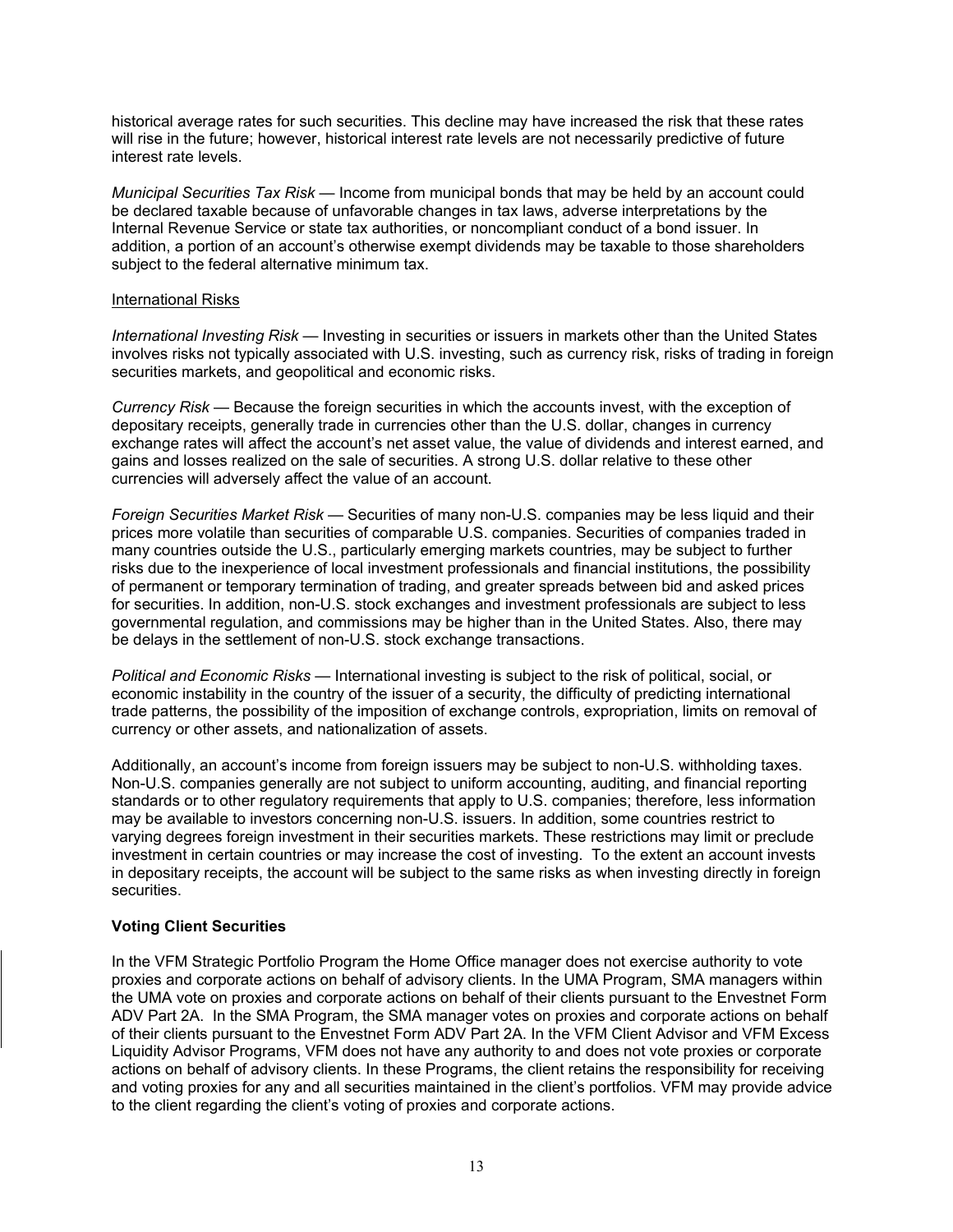historical average rates for such securities. This decline may have increased the risk that these rates will rise in the future; however, historical interest rate levels are not necessarily predictive of future interest rate levels.

*Municipal Securities Tax Risk* — Income from municipal bonds that may be held by an account could be declared taxable because of unfavorable changes in tax laws, adverse interpretations by the Internal Revenue Service or state tax authorities, or noncompliant conduct of a bond issuer. In addition, a portion of an account's otherwise exempt dividends may be taxable to those shareholders subject to the federal alternative minimum tax.

International Risks

*International Investing Risk* — Investing in securities or issuers in markets other than the United States involves risks not typically associated with U.S. investing, such as currency risk, risks of trading in foreign securities markets, and geopolitical and economic risks.

*Currency Risk* — Because the foreign securities in which the accounts invest, with the exception of depositary receipts, generally trade in currencies other than the U.S. dollar, changes in currency exchange rates will affect the account's net asset value, the value of dividends and interest earned, and gains and losses realized on the sale of securities. A strong U.S. dollar relative to these other currencies will adversely affect the value of an account.

*Foreign Securities Market Risk* — Securities of many non-U.S. companies may be less liquid and their prices more volatile than securities of comparable U.S. companies. Securities of companies traded in many countries outside the U.S., particularly emerging markets countries, may be subject to further risks due to the inexperience of local investment professionals and financial institutions, the possibility of permanent or temporary termination of trading, and greater spreads between bid and asked prices for securities. In addition, non-U.S. stock exchanges and investment professionals are subject to less governmental regulation, and commissions may be higher than in the United States. Also, there may be delays in the settlement of non-U.S. stock exchange transactions.

*Political and Economic Risks* — International investing is subject to the risk of political, social, or economic instability in the country of the issuer of a security, the difficulty of predicting international trade patterns, the possibility of the imposition of exchange controls, expropriation, limits on removal of currency or other assets, and nationalization of assets.

Additionally, an account's income from foreign issuers may be subject to non-U.S. withholding taxes. Non-U.S. companies generally are not subject to uniform accounting, auditing, and financial reporting standards or to other regulatory requirements that apply to U.S. companies; therefore, less information may be available to investors concerning non-U.S. issuers. In addition, some countries restrict to varying degrees foreign investment in their securities markets. These restrictions may limit or preclude investment in certain countries or may increase the cost of investing. To the extent an account invests in depositary receipts, the account will be subject to the same risks as when investing directly in foreign securities.

**Voting Client Securities**

In the VFM Strategic Portfolio Program the Home Office manager does not exercise authority to vote proxies and corporate actions on behalf of advisory clients. In the UMA Program, SMA managers within the UMA vote on proxies and corporate actions on behalf of their clients pursuant to the Envestnet Form ADV Part 2A. In the SMA Program, the SMA manager votes on proxies and corporate actions on behalf of their clients pursuant to the Envestnet Form ADV Part 2A. In the VFM Client Advisor and VFM Excess Liquidity Advisor Programs, VFM does not have any authority to and does not vote proxies or corporate actions on behalf of advisory clients. In these Programs, the client retains the responsibility for receiving and voting proxies for any and all securities maintained in the client's portfolios. VFM may provide advice to the client regarding the client's voting of proxies and corporate actions.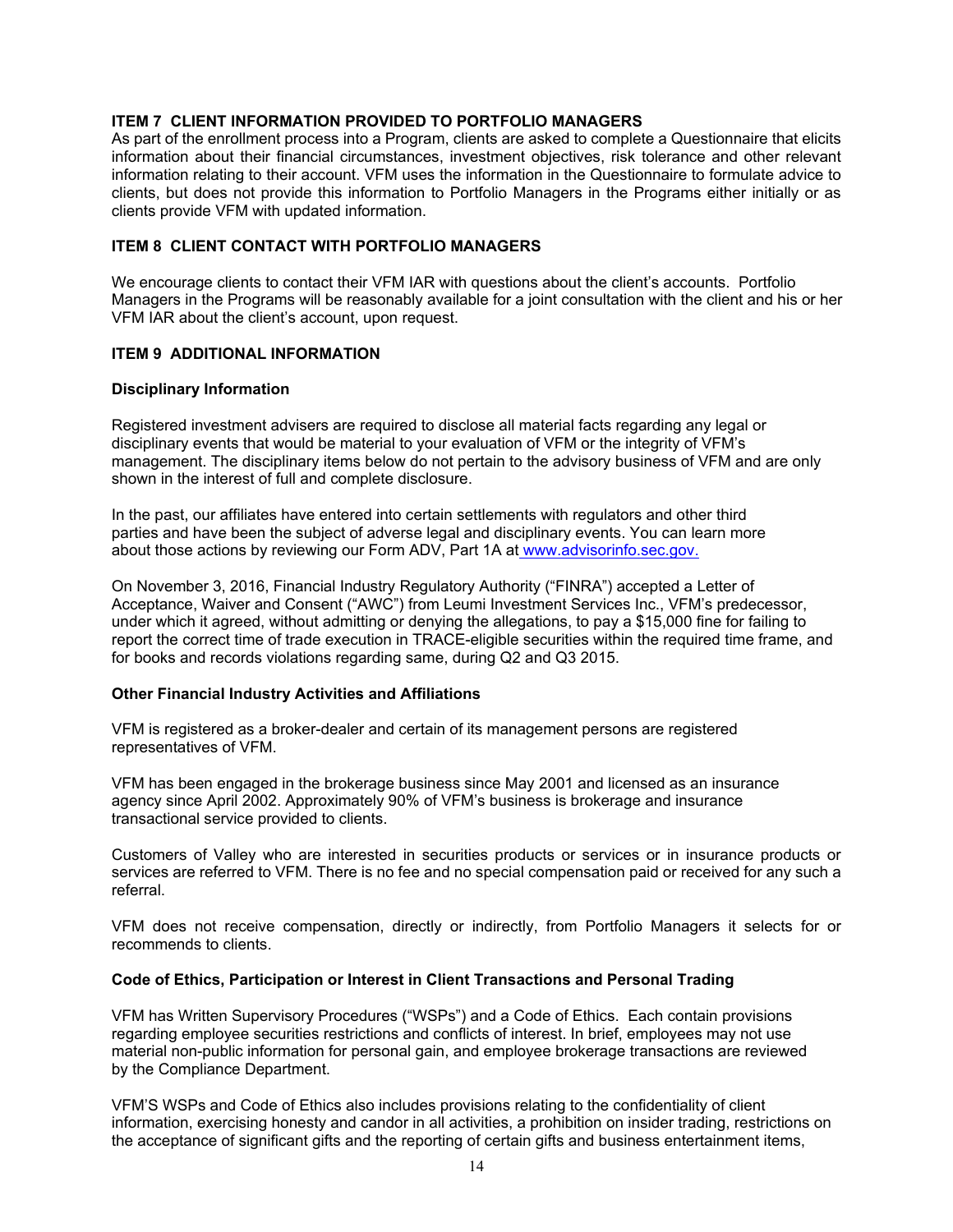## ITEM 7 CLIENT INFORMATION PROVIDED TO PORTFOLIO MANAGERS

As part of the enrollment process into a Program, clients are asked to complete a Questionnaire that elicits information about their financial circumstances, investment objectives, risk tolerance and other relevant information relating to their account. VFM uses the information in the Questionnaire to formulate advice to clients, but does not provide this information to Portfolio Managers in the Programs either initially or as clients provide VFM with updated information.

## ITEM 8 CLIENT CONTACT WITH PORTFOLIO MANAGERS

We encourage clients to contact their VFM IAR with questions about the client's accounts. Portfolio Managers in the Programs will be reasonably available for a joint consultation with the client and his or her VFM IAR about the client's account, upon request.

## ITEM 9 ADDITIONAL INFORMATION

### Disciplinary Information

Registered investment advisers are required to disclose all material facts regarding any legal or disciplinary events that would be material to your evaluation of VFM or the integrity of VFM's management. The disciplinary items below do not pertain to the advisory business of VFM and are only shown in the interest of full and complete disclosure.

In the past, our affiliates have entered into certain settlements with regulators and other third parties and have been the subject of adverse legal and disciplinary events. You can learn more about those actions by reviewing our Form ADV, Part 1A at www.advisorinfo.sec.gov.

On November 3, 2016, Financial Industry Regulatory Authority ("FINRA") accepted a Letter of Acceptance, Waiver and Consent ("AWC") from Leumi Investment Services Inc., VFM's predecessor, under which it agreed, without admitting or denying the allegations, to pay a $15,000 fine for failing to report the correct time of trade execution in TRACE-eligible securities within the required time frame, and for books and records violations regarding same, during Q2 and Q3 2015.

### Other Financial Industry Activities and Affiliations

VFM is registered as a broker-dealer and certain of its management persons are registered representatives of VFM.

VFM has been engaged in the brokerage business since May 2001 and licensed as an insurance agency since April 2002. Approximately 90% of VFM's business is brokerage and insurance transactional service provided to clients.

Customers of Valley who are interested in securities products or services or in insurance products or services are referred to VFM. There is no fee and no special compensation paid or received for any such a referral.

VFM does not receive compensation, directly or indirectly, from Portfolio Managers it selects for or recommends to clients.

### Code of Ethics, Participation or Interest in Client Transactions and Personal Trading

VFM has Written Supervisory Procedures ("WSPs") and a Code of Ethics. Each contain provisions regarding employee securities restrictions and conflicts of interest. In brief, employees may not use material non-public information for personal gain, and employee brokerage transactions are reviewed by the Compliance Department.

VFM'S WSPs and Code of Ethics also includes provisions relating to the confidentiality of client information, exercising honesty and candor in all activities, a prohibition on insider trading, restrictions on the acceptance of significant gifts and the reporting of certain gifts and business entertainment items,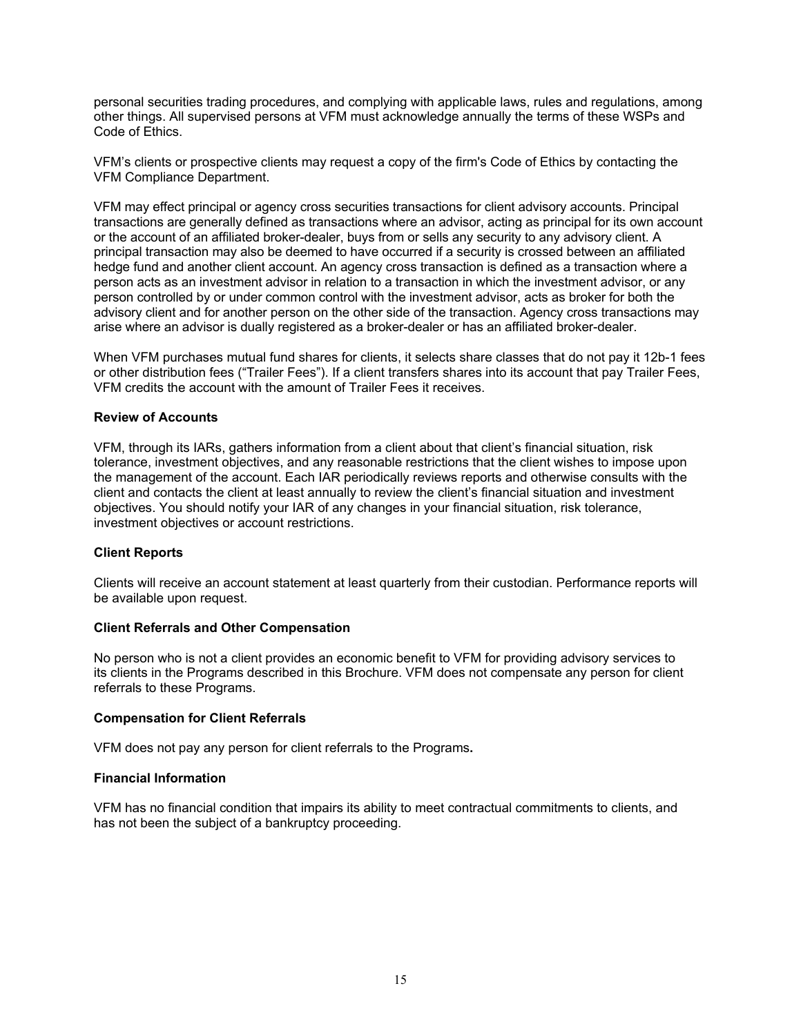personal securities trading procedures, and complying with applicable laws, rules and regulations, among other things. All supervised persons at VFM must acknowledge annually the terms of these WSPs and Code of Ethics.

VFM's clients or prospective clients may request a copy of the firm's Code of Ethics by contacting the VFM Compliance Department.

VFM may effect principal or agency cross securities transactions for client advisory accounts. Principal transactions are generally defined as transactions where an advisor, acting as principal for its own account or the account of an affiliated broker-dealer, buys from or sells any security to any advisory client. A principal transaction may also be deemed to have occurred if a security is crossed between an affiliated hedge fund and another client account. An agency cross transaction is defined as a transaction where a person acts as an investment advisor in relation to a transaction in which the investment advisor, or any person controlled by or under common control with the investment advisor, acts as broker for both the advisory client and for another person on the other side of the transaction. Agency cross transactions may arise where an advisor is dually registered as a broker-dealer or has an affiliated broker-dealer.

When VFM purchases mutual fund shares for clients, it selects share classes that do not pay it 12b-1 fees or other distribution fees ("Trailer Fees"). If a client transfers shares into its account that pay Trailer Fees, VFM credits the account with the amount of Trailer Fees it receives.

**Review of Accounts**

VFM, through its IARs, gathers information from a client about that client's financial situation, risk tolerance, investment objectives, and any reasonable restrictions that the client wishes to impose upon the management of the account. Each IAR periodically reviews reports and otherwise consults with the client and contacts the client at least annually to review the client's financial situation and investment objectives. You should notify your IAR of any changes in your financial situation, risk tolerance, investment objectives or account restrictions.

**Client Reports**

Clients will receive an account statement at least quarterly from their custodian. Performance reports will be available upon request.

**Client Referrals and Other Compensation**

No person who is not a client provides an economic benefit to VFM for providing advisory services to its clients in the Programs described in this Brochure. VFM does not compensate any person for client referrals to these Programs.

**Compensation for Client Referrals**

VFM does not pay any person for client referrals to the Programs**.**

**Financial Information**

VFM has no financial condition that impairs its ability to meet contractual commitments to clients, and has not been the subject of a bankruptcy proceeding.